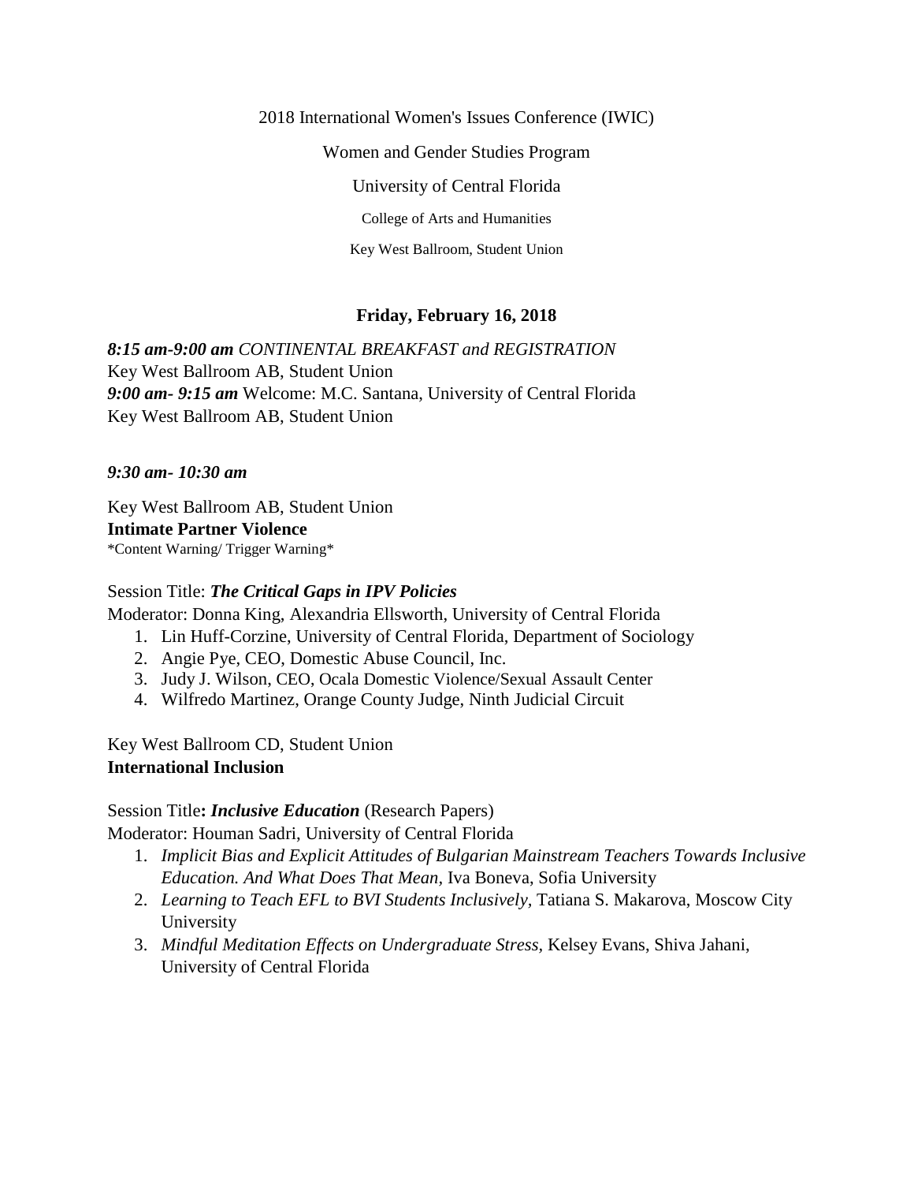2018 International Women's Issues Conference (IWIC)

Women and Gender Studies Program

University of Central Florida

College of Arts and Humanities

Key West Ballroom, Student Union

## Friday, February 16, 2018

***8:15 am-9:00 am*** *CONTINENTAL BREAKFAST and REGISTRATION*
Key West Ballroom AB, Student Union
***9:00 am- 9:15 am*** Welcome: M.C. Santana, University of Central Florida
Key West Ballroom AB, Student Union

***9:30 am- 10:30 am***

Key West Ballroom AB, Student Union
**Intimate Partner Violence**
*Content Warning/ Trigger Warning*

Session Title: ***The Critical Gaps in IPV Policies***
Moderator: Donna King, Alexandria Ellsworth, University of Central Florida

1. Lin Huff-Corzine, University of Central Florida, Department of Sociology
2. Angie Pye, CEO, Domestic Abuse Council, Inc.
3. Judy J. Wilson, CEO, Ocala Domestic Violence/Sexual Assault Center
4. Wilfredo Martinez, Orange County Judge, Ninth Judicial Circuit

Key West Ballroom CD, Student Union
**International Inclusion**

Session Title**:** ***Inclusive Education*** (Research Papers)
Moderator: Houman Sadri, University of Central Florida

1. *Implicit Bias and Explicit Attitudes of Bulgarian Mainstream Teachers Towards Inclusive Education. And What Does That Mean,* Iva Boneva, Sofia University
2. *Learning to Teach EFL to BVI Students Inclusively,* Tatiana S. Makarova, Moscow City University
3. *Mindful Meditation Effects on Undergraduate Stress,* Kelsey Evans, Shiva Jahani, University of Central Florida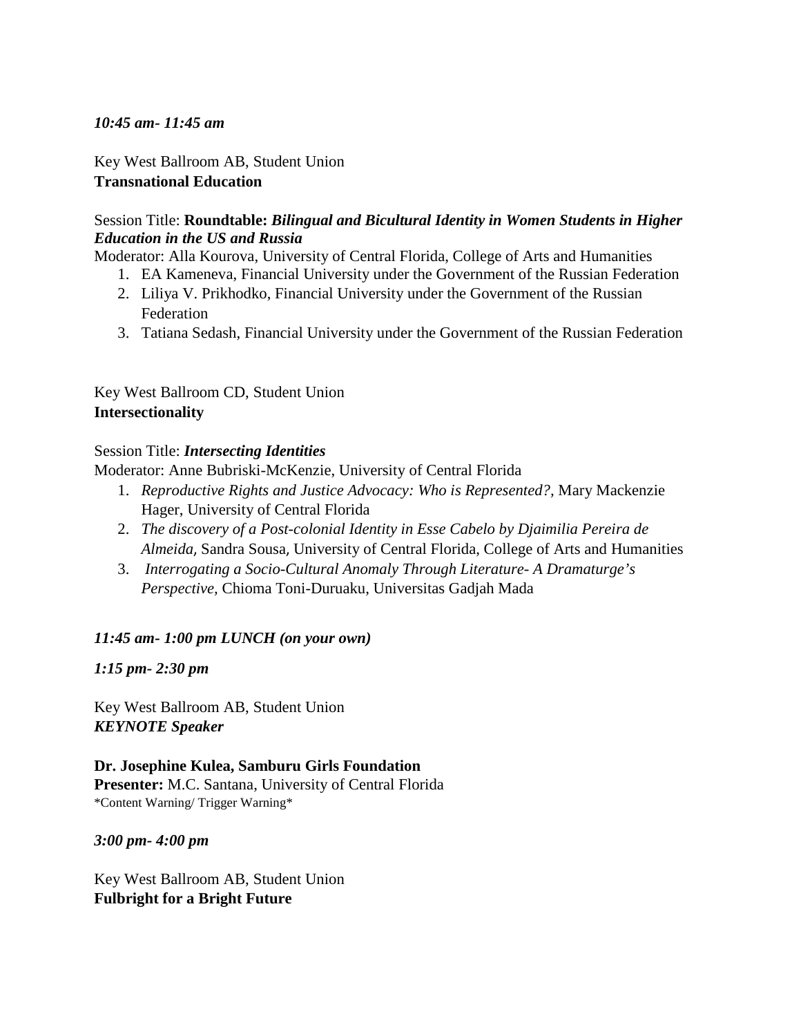***10:45 am- 11:45 am***

Key West Ballroom AB, Student Union
**Transnational Education**

Session Title: **Roundtable: *Bilingual and Bicultural Identity in Women Students in Higher Education in the US and Russia***
Moderator: Alla Kourova, University of Central Florida, College of Arts and Humanities

1. EA Kameneva, Financial University under the Government of the Russian Federation
2. Liliya V. Prikhodko, Financial University under the Government of the Russian Federation
3. Tatiana Sedash, Financial University under the Government of the Russian Federation

Key West Ballroom CD, Student Union
**Intersectionality**

Session Title: ***Intersecting Identities***
Moderator: Anne Bubriski-McKenzie, University of Central Florida

1. *Reproductive Rights and Justice Advocacy: Who is Represented?,* Mary Mackenzie Hager, University of Central Florida
2. *The discovery of a Post-colonial Identity in Esse Cabelo by Djaimilia Pereira de Almeida,* Sandra Sousa, University of Central Florida, College of Arts and Humanities
3. *Interrogating a Socio-Cultural Anomaly Through Literature- A Dramaturge's Perspective,* Chioma Toni-Duruaku, Universitas Gadjah Mada

***11:45 am- 1:00 pm LUNCH (on your own)***

***1:15 pm- 2:30 pm***

Key West Ballroom AB, Student Union
***KEYNOTE Speaker***

**Dr. Josephine Kulea, Samburu Girls Foundation**
**Presenter:** M.C. Santana, University of Central Florida
*Content Warning/ Trigger Warning*

***3:00 pm- 4:00 pm***

Key West Ballroom AB, Student Union
**Fulbright for a Bright Future**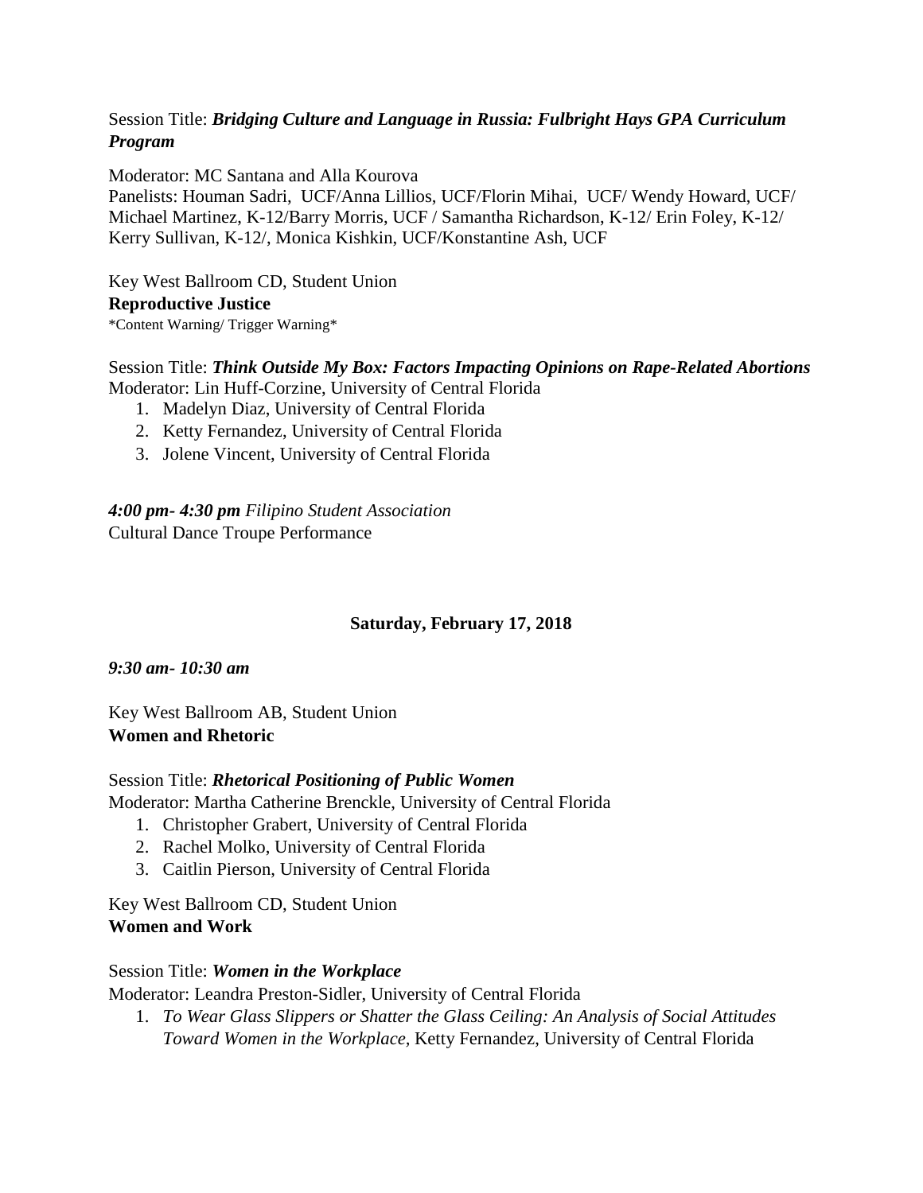Session Title: ***Bridging Culture and Language in Russia: Fulbright Hays GPA Curriculum Program***

Moderator: MC Santana and Alla Kourova
Panelists: Houman Sadri, UCF/Anna Lillios, UCF/Florin Mihai, UCF/ Wendy Howard, UCF/ Michael Martinez, K-12/Barry Morris, UCF / Samantha Richardson, K-12/ Erin Foley, K-12/ Kerry Sullivan, K-12/, Monica Kishkin, UCF/Konstantine Ash, UCF

Key West Ballroom CD, Student Union
**Reproductive Justice**
*Content Warning/ Trigger Warning*

Session Title: ***Think Outside My Box: Factors Impacting Opinions on Rape-Related Abortions***
Moderator: Lin Huff-Corzine, University of Central Florida

1. Madelyn Diaz, University of Central Florida
2. Ketty Fernandez, University of Central Florida
3. Jolene Vincent, University of Central Florida

***4:00 pm- 4:30 pm*** *Filipino Student Association*
Cultural Dance Troupe Performance

**Saturday, February 17, 2018**

***9:30 am- 10:30 am***

Key West Ballroom AB, Student Union
**Women and Rhetoric**

Session Title: ***Rhetorical Positioning of Public Women***
Moderator: Martha Catherine Brenckle, University of Central Florida

1. Christopher Grabert, University of Central Florida
2. Rachel Molko, University of Central Florida
3. Caitlin Pierson, University of Central Florida

Key West Ballroom CD, Student Union
**Women and Work**

Session Title: ***Women in the Workplace***
Moderator: Leandra Preston-Sidler, University of Central Florida

1. *To Wear Glass Slippers or Shatter the Glass Ceiling: An Analysis of Social Attitudes Toward Women in the Workplace,* Ketty Fernandez, University of Central Florida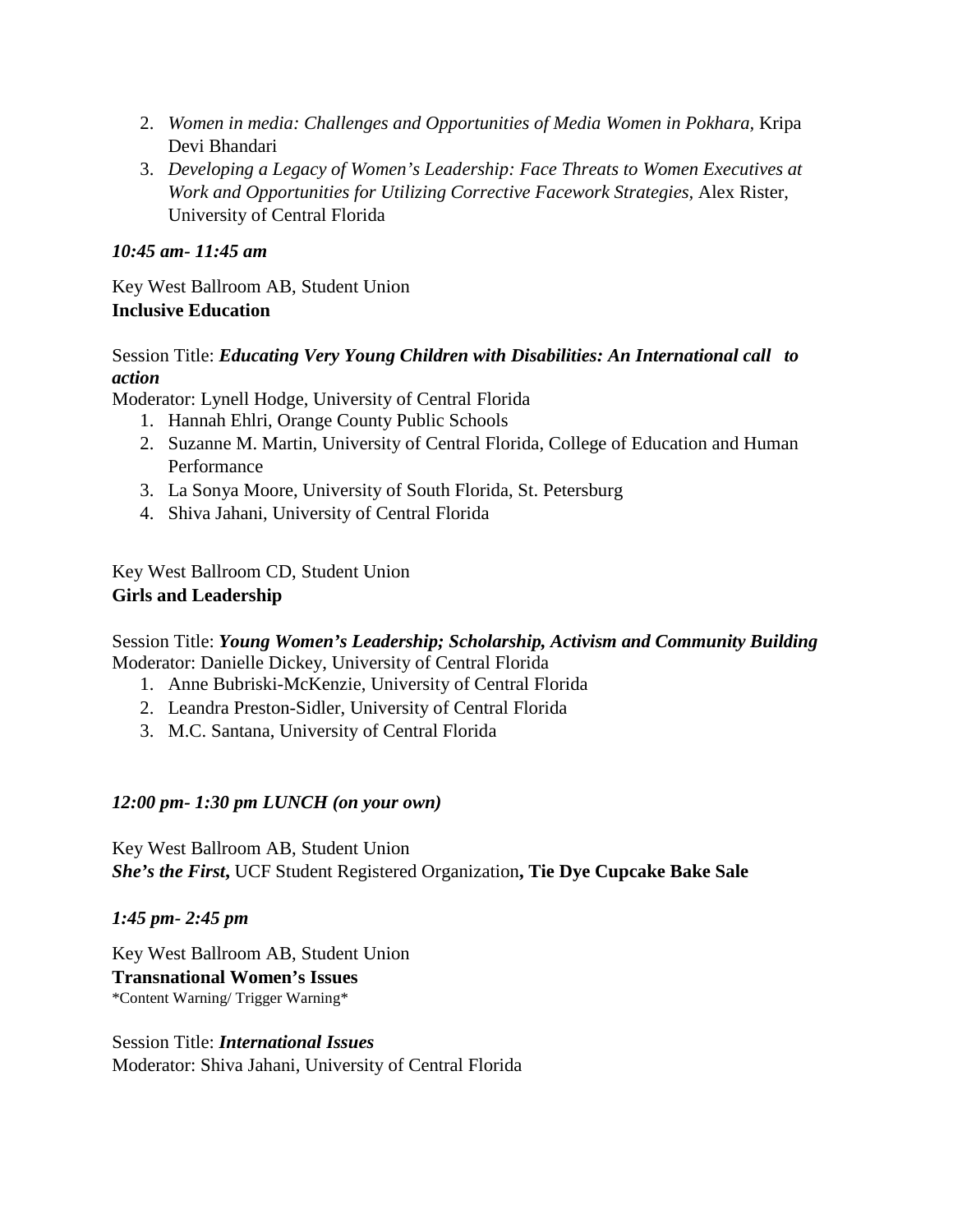2. *Women in media: Challenges and Opportunities of Media Women in Pokhara,* Kripa Devi Bhandari
3. *Developing a Legacy of Women's Leadership: Face Threats to Women Executives at Work and Opportunities for Utilizing Corrective Facework Strategies,* Alex Rister, University of Central Florida

***10:45 am- 11:45 am***

Key West Ballroom AB, Student Union
**Inclusive Education**

Session Title: ***Educating Very Young Children with Disabilities: An International call to action***
Moderator: Lynell Hodge, University of Central Florida

1. Hannah Ehlri, Orange County Public Schools
2. Suzanne M. Martin, University of Central Florida, College of Education and Human Performance
3. La Sonya Moore, University of South Florida, St. Petersburg
4. Shiva Jahani, University of Central Florida

Key West Ballroom CD, Student Union
**Girls and Leadership**

Session Title: ***Young Women's Leadership; Scholarship, Activism and Community Building***
Moderator: Danielle Dickey, University of Central Florida

1. Anne Bubriski-McKenzie, University of Central Florida
2. Leandra Preston-Sidler, University of Central Florida
3. M.C. Santana, University of Central Florida

***12:00 pm- 1:30 pm LUNCH (on your own)***

Key West Ballroom AB, Student Union
***She's the First*****,** UCF Student Registered Organization**, Tie Dye Cupcake Bake Sale**

***1:45 pm- 2:45 pm***

Key West Ballroom AB, Student Union
**Transnational Women's Issues**
\*Content Warning/ Trigger Warning\*

Session Title: ***International Issues***
Moderator: Shiva Jahani, University of Central Florida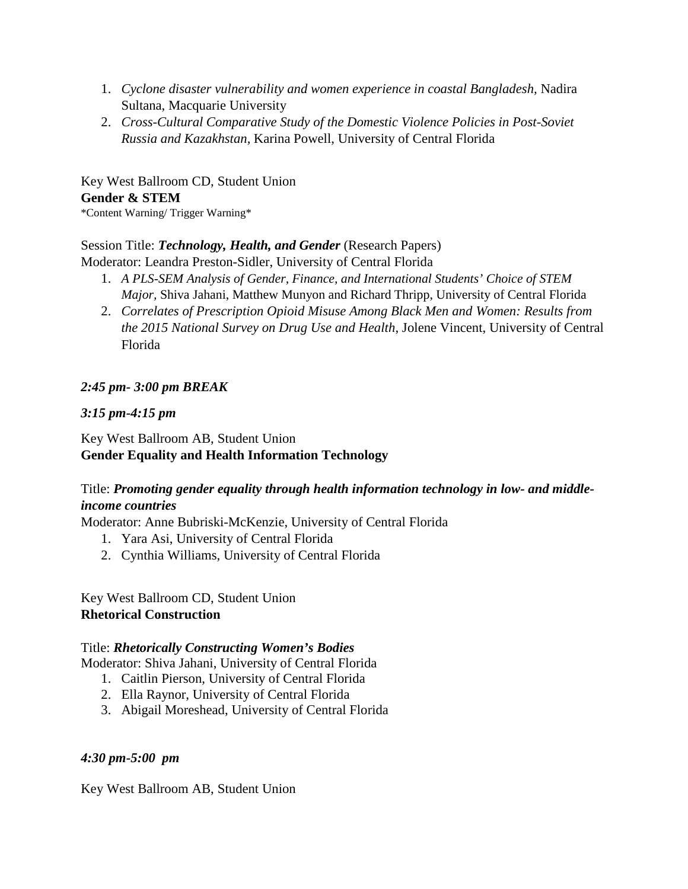1. *Cyclone disaster vulnerability and women experience in coastal Bangladesh,* Nadira Sultana, Macquarie University
2. *Cross-Cultural Comparative Study of the Domestic Violence Policies in Post-Soviet Russia and Kazakhstan,* Karina Powell, University of Central Florida

Key West Ballroom CD, Student Union
**Gender & STEM**
*Content Warning/ Trigger Warning*

Session Title: ***Technology, Health, and Gender*** (Research Papers)
Moderator: Leandra Preston-Sidler, University of Central Florida

1. *A PLS-SEM Analysis of Gender, Finance, and International Students' Choice of STEM Major,* Shiva Jahani, Matthew Munyon and Richard Thripp, University of Central Florida
2. *Correlates of Prescription Opioid Misuse Among Black Men and Women: Results from the 2015 National Survey on Drug Use and Health*, Jolene Vincent, University of Central Florida

***2:45 pm- 3:00 pm BREAK***

***3:15 pm-4:15 pm***

Key West Ballroom AB, Student Union
**Gender Equality and Health Information Technology**

Title: ***Promoting gender equality through health information technology in low- and middle-income countries***
Moderator: Anne Bubriski-McKenzie, University of Central Florida

1. Yara Asi, University of Central Florida
2. Cynthia Williams, University of Central Florida

Key West Ballroom CD, Student Union
**Rhetorical Construction**

Title: ***Rhetorically Constructing Women's Bodies***
Moderator: Shiva Jahani, University of Central Florida

1. Caitlin Pierson, University of Central Florida
2. Ella Raynor, University of Central Florida
3. Abigail Moreshead, University of Central Florida

***4:30 pm-5:00 pm***

Key West Ballroom AB, Student Union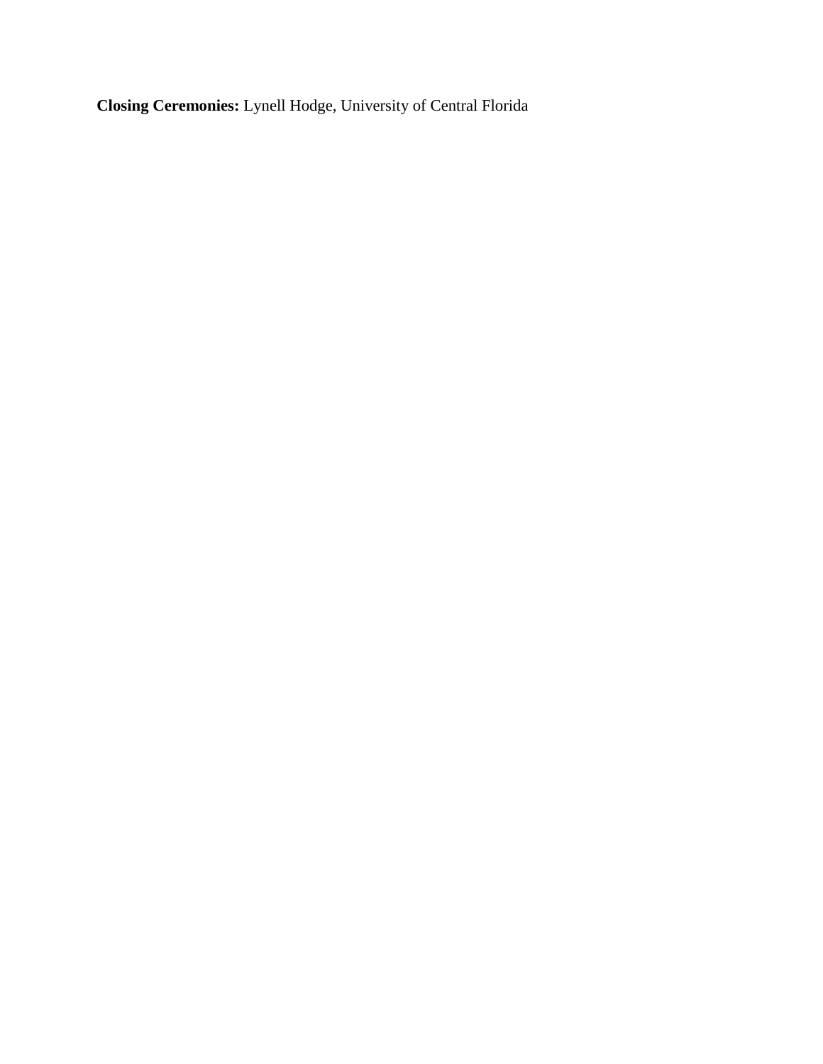**Closing Ceremonies:** Lynell Hodge, University of Central Florida